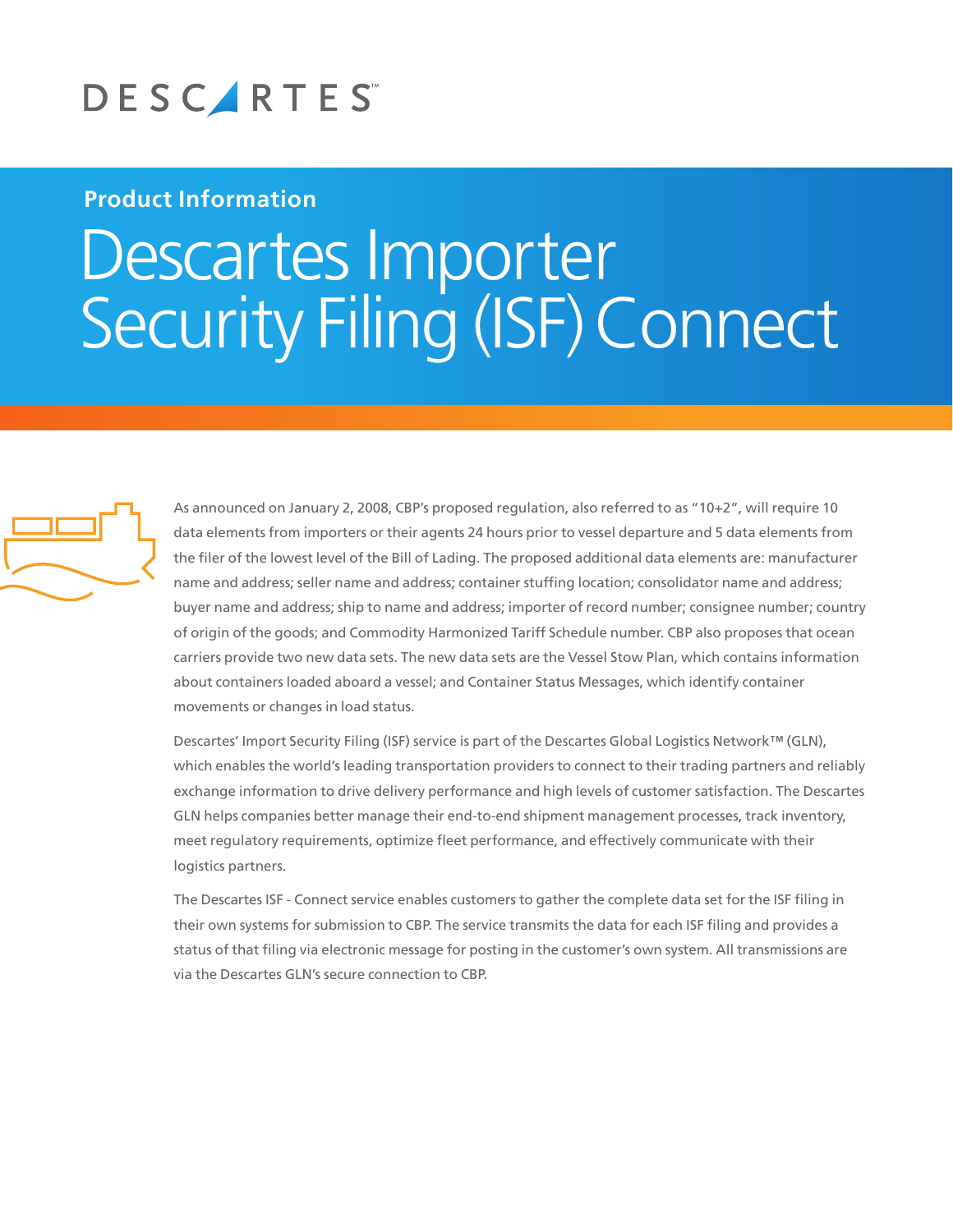DESCARTES™

**Product Information**

# Descartes Importer Security Filing (ISF) Connect

As announced on January 2, 2008, CBP's proposed regulation, also referred to as "10+2", will require 10 data elements from importers or their agents 24 hours prior to vessel departure and 5 data elements from the filer of the lowest level of the Bill of Lading. The proposed additional data elements are: manufacturer name and address; seller name and address; container stuffing location; consolidator name and address; buyer name and address; ship to name and address; importer of record number; consignee number; country of origin of the goods; and Commodity Harmonized Tariff Schedule number. CBP also proposes that ocean carriers provide two new data sets. The new data sets are the Vessel Stow Plan, which contains information about containers loaded aboard a vessel; and Container Status Messages, which identify container movements or changes in load status.

Descartes' Import Security Filing (ISF) service is part of the Descartes Global Logistics Network™ (GLN), which enables the world's leading transportation providers to connect to their trading partners and reliably exchange information to drive delivery performance and high levels of customer satisfaction. The Descartes GLN helps companies better manage their end-to-end shipment management processes, track inventory, meet regulatory requirements, optimize fleet performance, and effectively communicate with their logistics partners.

The Descartes ISF - Connect service enables customers to gather the complete data set for the ISF filing in their own systems for submission to CBP. The service transmits the data for each ISF filing and provides a status of that filing via electronic message for posting in the customer's own system. All transmissions are via the Descartes GLN's secure connection to CBP.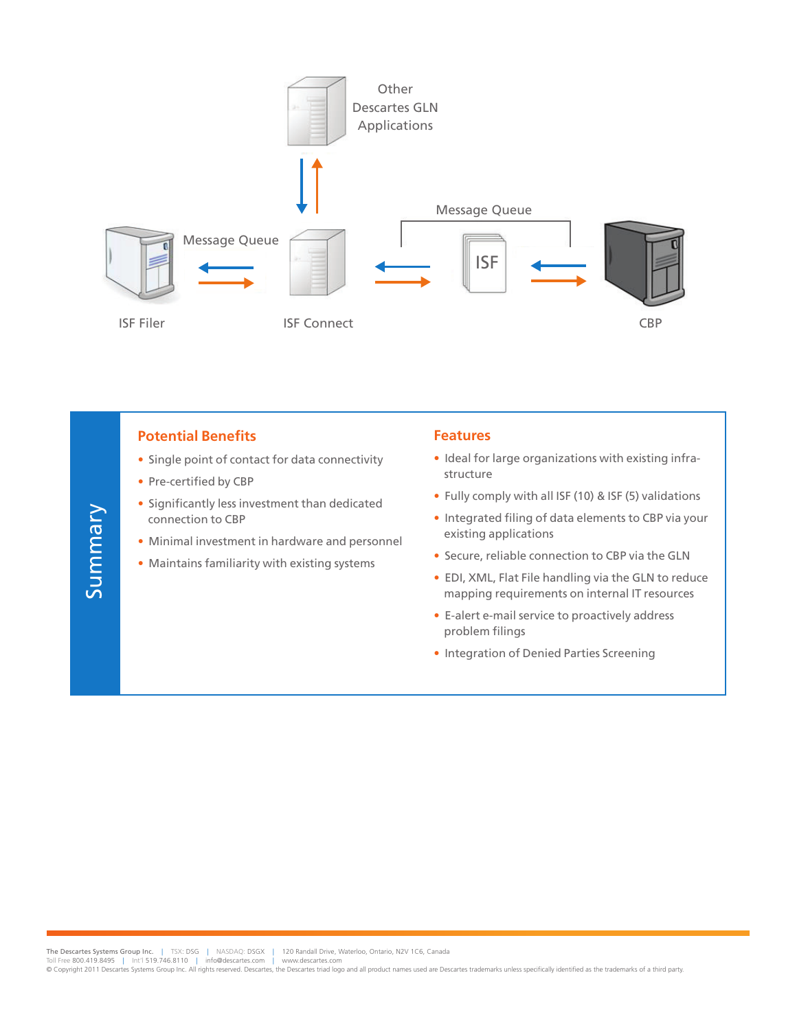Other Descartes GLN Applications

Message Queue

Message Queue

ISF

ISF Filer

ISF Connect

CBP

## Summary

### Potential Benefits

- Single point of contact for data connectivity
- Pre-certified by CBP
- Significantly less investment than dedicated connection to CBP
- Minimal investment in hardware and personnel
- Maintains familiarity with existing systems

### Features

- Ideal for large organizations with existing infrastructure
- Fully comply with all ISF (10) & ISF (5) validations
- Integrated filing of data elements to CBP via your existing applications
- Secure, reliable connection to CBP via the GLN
- EDI, XML, Flat File handling via the GLN to reduce mapping requirements on internal IT resources
- E-alert e-mail service to proactively address problem filings
- Integration of Denied Parties Screening

The Descartes Systems Group Inc. | TSX: DSG | NASDAQ: DSGX | 120 Randall Drive, Waterloo, Ontario, N2V 1C6, Canada
Toll Free 800.419.8495 | Int'l 519.746.8110 | info@descartes.com | www.descartes.com
© Copyright 2011 Descartes Systems Group Inc. All rights reserved. Descartes, the Descartes triad logo and all product names used are Descartes trademarks unless specifically identified as the trademarks of a third party.